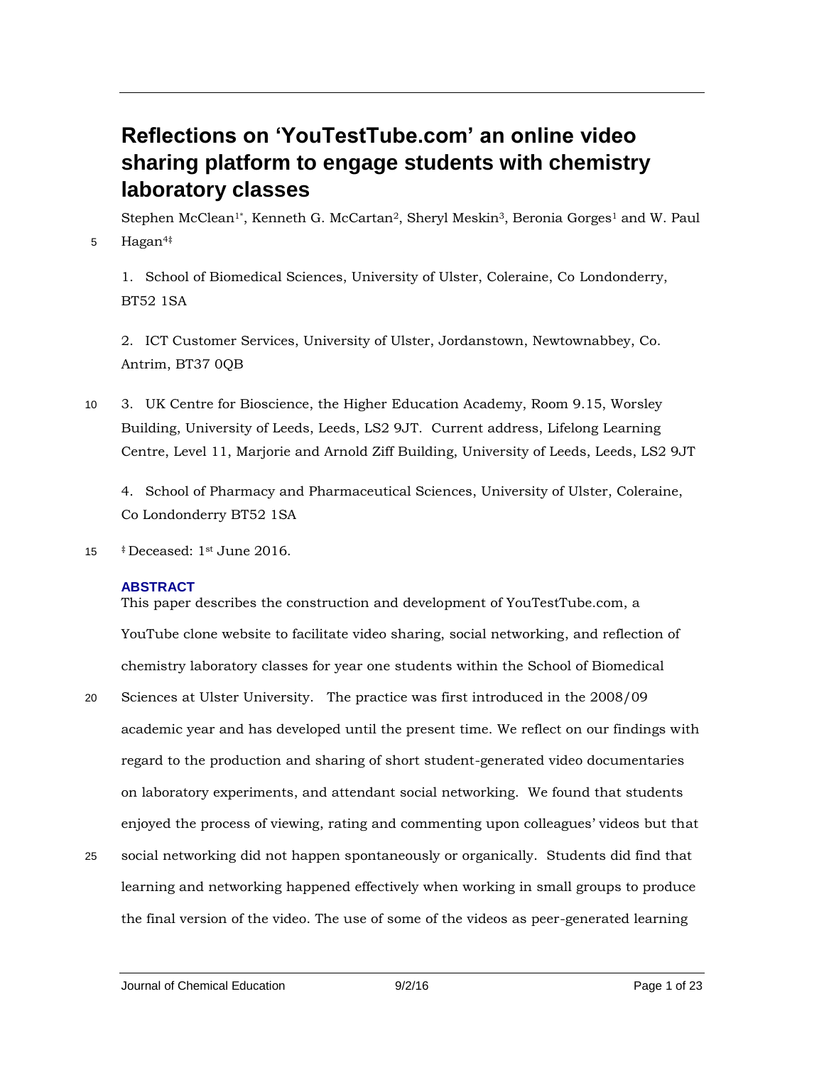# Reflections on 'YouTestTube.com' an online video sharing platform to engage students with chemistry laboratory classes

Stephen McClean[1*], Kenneth G. McCartan[2], Sheryl Meskin[3], Beronia Gorges[1] and W. Paul Hagan[4‡]

1. School of Biomedical Sciences, University of Ulster, Coleraine, Co Londonderry, BT52 1SA

2. ICT Customer Services, University of Ulster, Jordanstown, Newtownabbey, Co. Antrim, BT37 0QB

3. UK Centre for Bioscience, the Higher Education Academy, Room 9.15, Worsley Building, University of Leeds, Leeds, LS2 9JT. Current address, Lifelong Learning Centre, Level 11, Marjorie and Arnold Ziff Building, University of Leeds, Leeds, LS2 9JT

4. School of Pharmacy and Pharmaceutical Sciences, University of Ulster, Coleraine, Co Londonderry BT52 1SA

‡ Deceased: 1st June 2016.

## ABSTRACT

This paper describes the construction and development of YouTestTube.com, a YouTube clone website to facilitate video sharing, social networking, and reflection of chemistry laboratory classes for year one students within the School of Biomedical Sciences at Ulster University. The practice was first introduced in the 2008/09 academic year and has developed until the present time. We reflect on our findings with regard to the production and sharing of short student-generated video documentaries on laboratory experiments, and attendant social networking. We found that students enjoyed the process of viewing, rating and commenting upon colleagues' videos but that social networking did not happen spontaneously or organically. Students did find that learning and networking happened effectively when working in small groups to produce the final version of the video. The use of some of the videos as peer-generated learning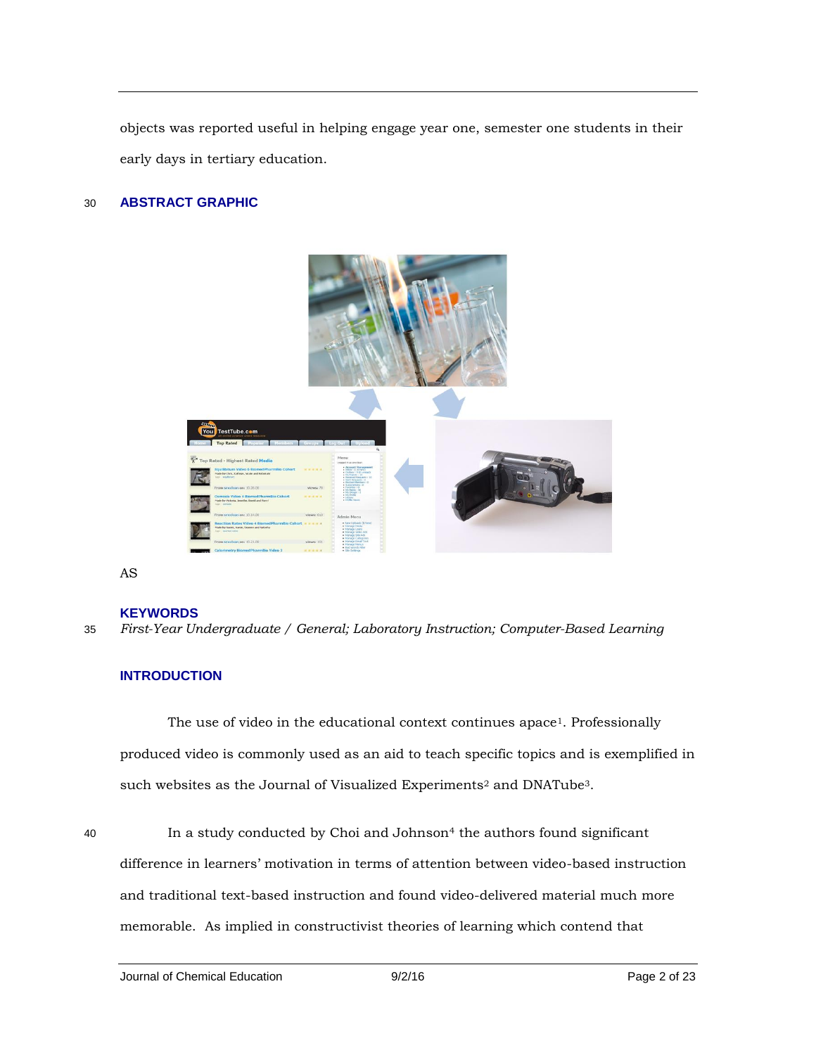objects was reported useful in helping engage year one, semester one students in their early days in tertiary education.

## ABSTRACT GRAPHIC

AS

## KEYWORDS

*First-Year Undergraduate / General; Laboratory Instruction; Computer-Based Learning*

## INTRODUCTION

The use of video in the educational context continues apace[1]. Professionally produced video is commonly used as an aid to teach specific topics and is exemplified in such websites as the Journal of Visualized Experiments[2] and DNATube[3].

In a study conducted by Choi and Johnson[4] the authors found significant difference in learners' motivation in terms of attention between video-based instruction and traditional text-based instruction and found video-delivered material much more memorable. As implied in constructivist theories of learning which contend that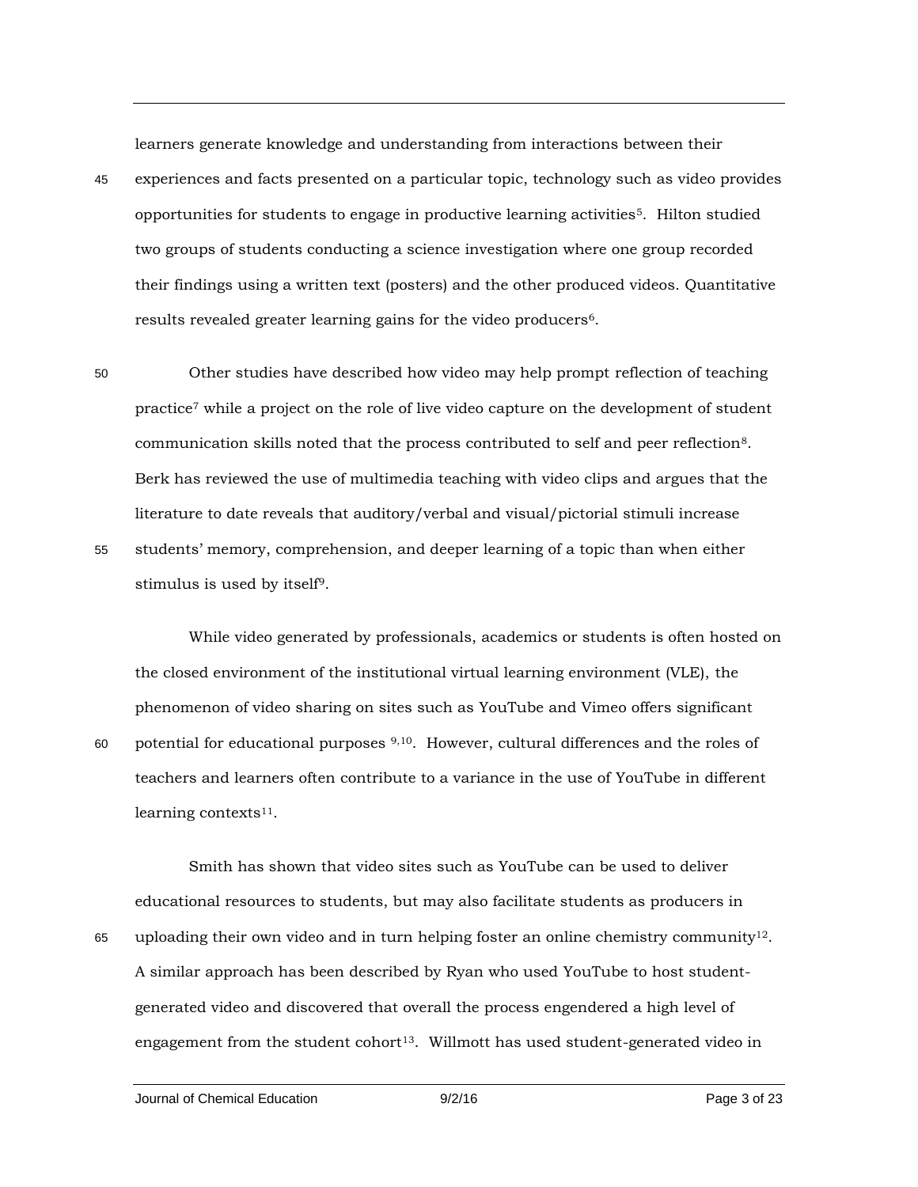learners generate knowledge and understanding from interactions between their experiences and facts presented on a particular topic, technology such as video provides opportunities for students to engage in productive learning activities[5]. Hilton studied two groups of students conducting a science investigation where one group recorded their findings using a written text (posters) and the other produced videos. Quantitative results revealed greater learning gains for the video producers[6].

Other studies have described how video may help prompt reflection of teaching practice[7] while a project on the role of live video capture on the development of student communication skills noted that the process contributed to self and peer reflection[8]. Berk has reviewed the use of multimedia teaching with video clips and argues that the literature to date reveals that auditory/verbal and visual/pictorial stimuli increase students' memory, comprehension, and deeper learning of a topic than when either stimulus is used by itself[9].

While video generated by professionals, academics or students is often hosted on the closed environment of the institutional virtual learning environment (VLE), the phenomenon of video sharing on sites such as YouTube and Vimeo offers significant potential for educational purposes [9,10]. However, cultural differences and the roles of teachers and learners often contribute to a variance in the use of YouTube in different learning contexts[11].

Smith has shown that video sites such as YouTube can be used to deliver educational resources to students, but may also facilitate students as producers in uploading their own video and in turn helping foster an online chemistry community[12]. A similar approach has been described by Ryan who used YouTube to host student-generated video and discovered that overall the process engendered a high level of engagement from the student cohort[13]. Willmott has used student-generated video in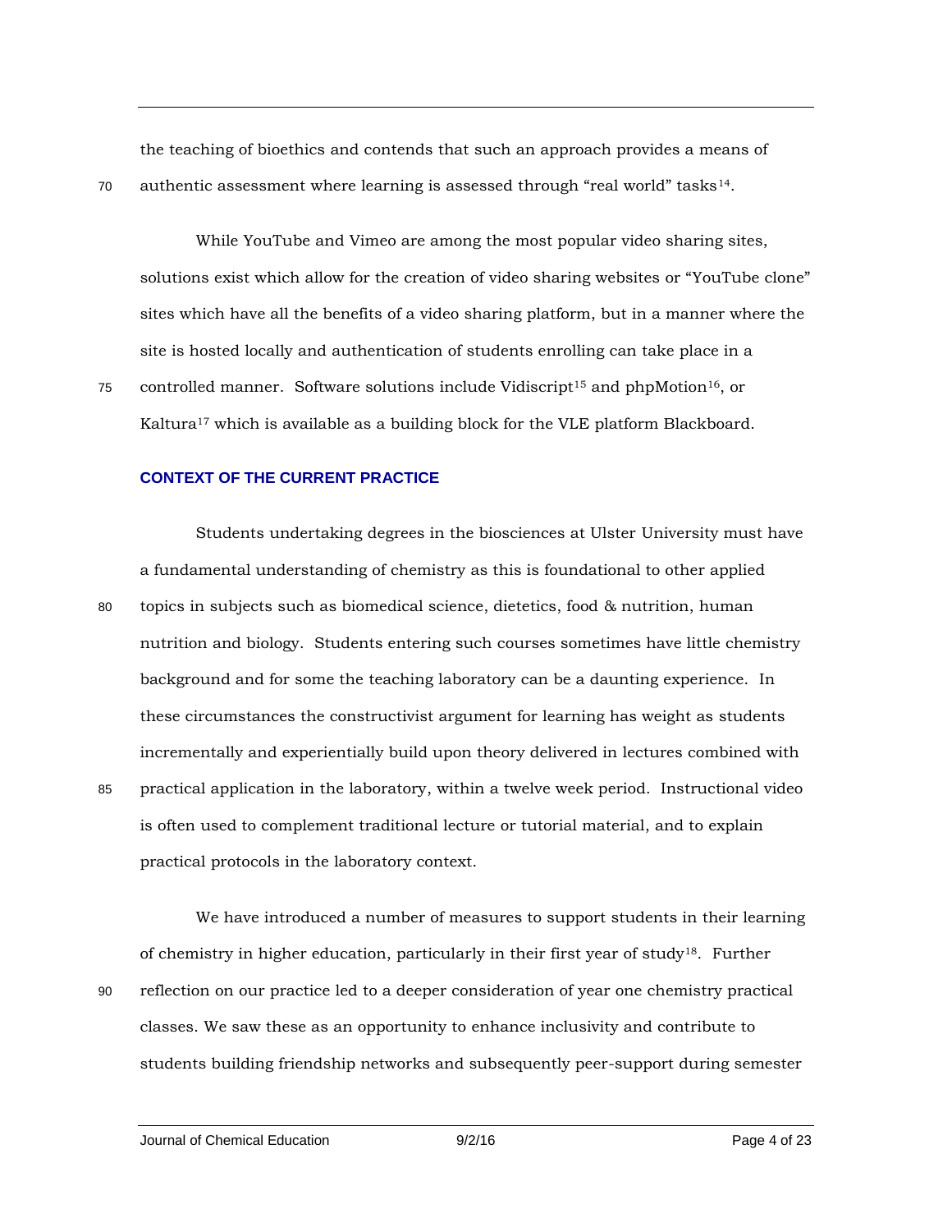the teaching of bioethics and contends that such an approach provides a means of authentic assessment where learning is assessed through "real world" tasks[14].

While YouTube and Vimeo are among the most popular video sharing sites, solutions exist which allow for the creation of video sharing websites or "YouTube clone" sites which have all the benefits of a video sharing platform, but in a manner where the site is hosted locally and authentication of students enrolling can take place in a controlled manner. Software solutions include Vidiscript[15] and phpMotion[16], or Kaltura[17] which is available as a building block for the VLE platform Blackboard.

## CONTEXT OF THE CURRENT PRACTICE

Students undertaking degrees in the biosciences at Ulster University must have a fundamental understanding of chemistry as this is foundational to other applied topics in subjects such as biomedical science, dietetics, food & nutrition, human nutrition and biology. Students entering such courses sometimes have little chemistry background and for some the teaching laboratory can be a daunting experience. In these circumstances the constructivist argument for learning has weight as students incrementally and experientially build upon theory delivered in lectures combined with practical application in the laboratory, within a twelve week period. Instructional video is often used to complement traditional lecture or tutorial material, and to explain practical protocols in the laboratory context.

We have introduced a number of measures to support students in their learning of chemistry in higher education, particularly in their first year of study[18]. Further reflection on our practice led to a deeper consideration of year one chemistry practical classes. We saw these as an opportunity to enhance inclusivity and contribute to students building friendship networks and subsequently peer-support during semester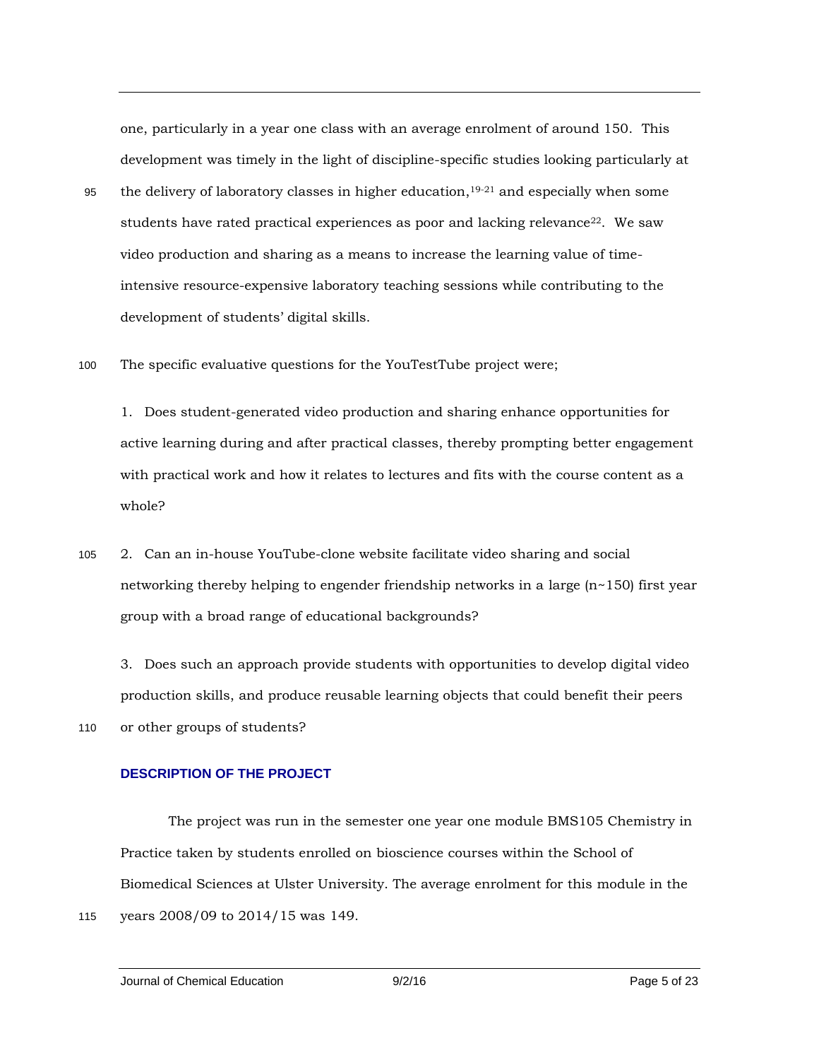one, particularly in a year one class with an average enrolment of around 150. This development was timely in the light of discipline-specific studies looking particularly at the delivery of laboratory classes in higher education,[19-21] and especially when some students have rated practical experiences as poor and lacking relevance[22]. We saw video production and sharing as a means to increase the learning value of time-intensive resource-expensive laboratory teaching sessions while contributing to the development of students' digital skills.

The specific evaluative questions for the YouTestTube project were;

1. Does student-generated video production and sharing enhance opportunities for active learning during and after practical classes, thereby prompting better engagement with practical work and how it relates to lectures and fits with the course content as a whole?

2. Can an in-house YouTube-clone website facilitate video sharing and social networking thereby helping to engender friendship networks in a large (n~150) first year group with a broad range of educational backgrounds?

3. Does such an approach provide students with opportunities to develop digital video production skills, and produce reusable learning objects that could benefit their peers or other groups of students?

## DESCRIPTION OF THE PROJECT

The project was run in the semester one year one module BMS105 Chemistry in Practice taken by students enrolled on bioscience courses within the School of Biomedical Sciences at Ulster University. The average enrolment for this module in the years 2008/09 to 2014/15 was 149.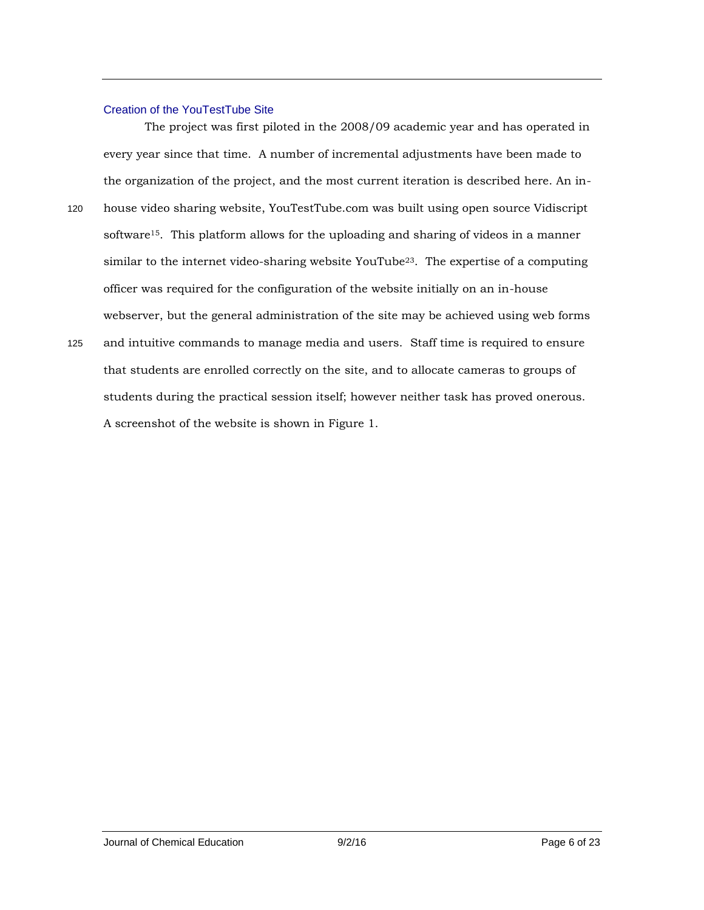## Creation of the YouTestTube Site

The project was first piloted in the 2008/09 academic year and has operated in every year since that time. A number of incremental adjustments have been made to the organization of the project, and the most current iteration is described here. An in-house video sharing website, YouTestTube.com was built using open source Vidiscript software[15]. This platform allows for the uploading and sharing of videos in a manner similar to the internet video-sharing website YouTube[23]. The expertise of a computing officer was required for the configuration of the website initially on an in-house webserver, but the general administration of the site may be achieved using web forms and intuitive commands to manage media and users. Staff time is required to ensure that students are enrolled correctly on the site, and to allocate cameras to groups of students during the practical session itself; however neither task has proved onerous. A screenshot of the website is shown in Figure 1.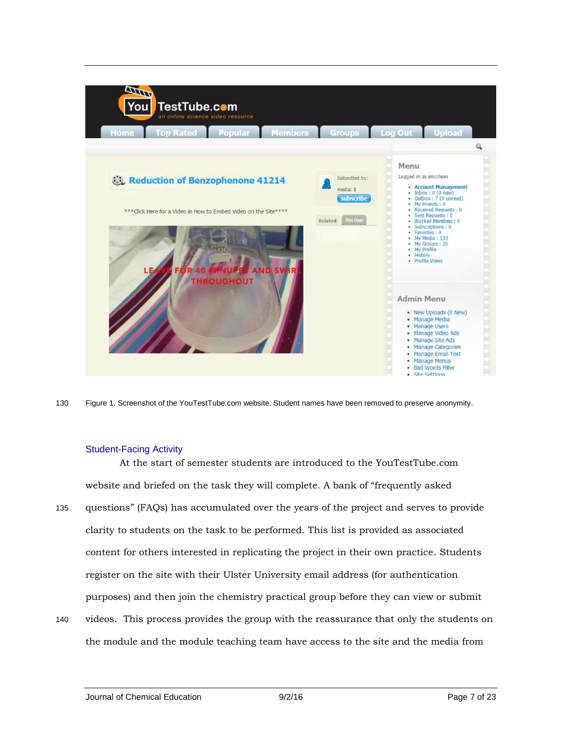Figure 1. Screenshot of the YouTestTube.com website. Student names have been removed to preserve anonymity.

### Student-Facing Activity

At the start of semester students are introduced to the YouTestTube.com website and briefed on the task they will complete. A bank of "frequently asked questions" (FAQs) has accumulated over the years of the project and serves to provide clarity to students on the task to be performed. This list is provided as associated content for others interested in replicating the project in their own practice. Students register on the site with their Ulster University email address (for authentication purposes) and then join the chemistry practical group before they can view or submit videos. This process provides the group with the reassurance that only the students on the module and the module teaching team have access to the site and the media from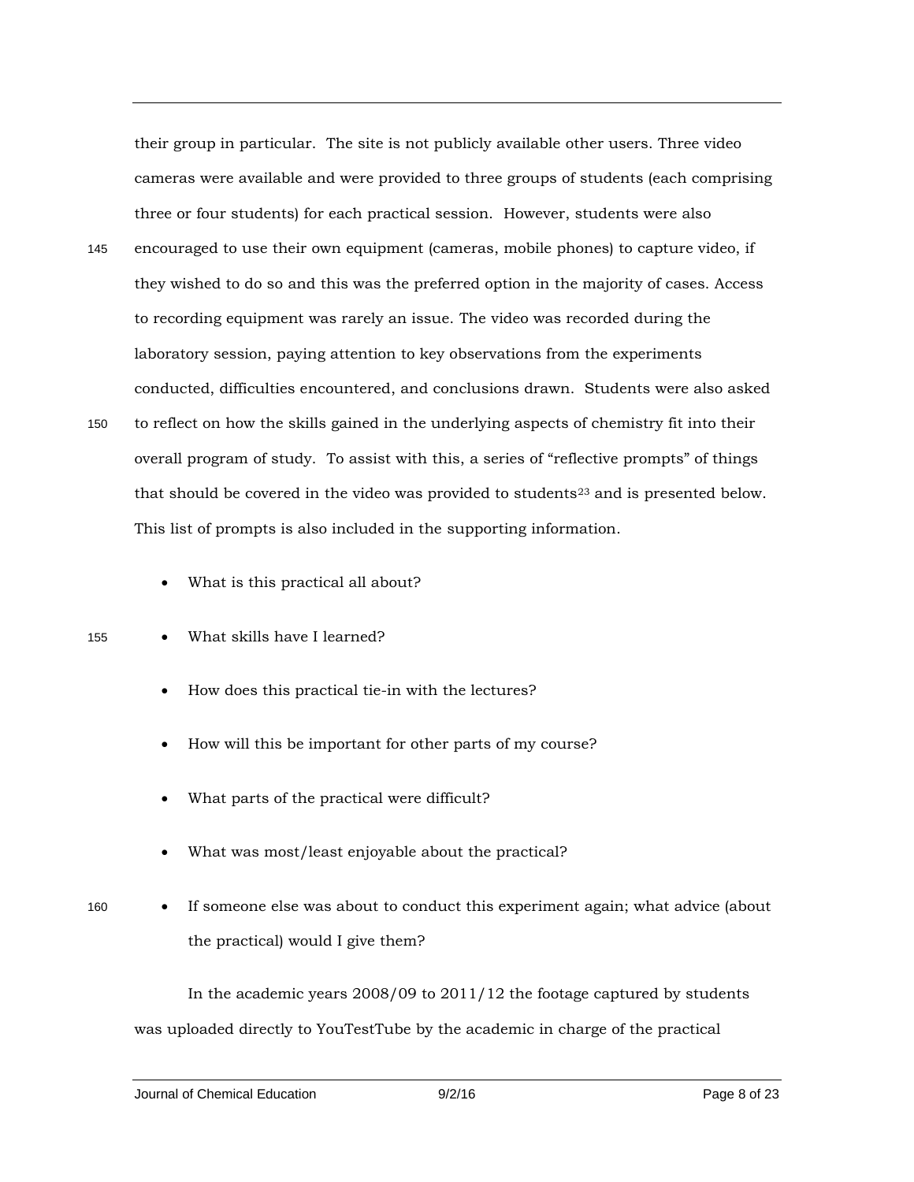their group in particular. The site is not publicly available other users. Three video cameras were available and were provided to three groups of students (each comprising three or four students) for each practical session. However, students were also encouraged to use their own equipment (cameras, mobile phones) to capture video, if they wished to do so and this was the preferred option in the majority of cases. Access to recording equipment was rarely an issue. The video was recorded during the laboratory session, paying attention to key observations from the experiments conducted, difficulties encountered, and conclusions drawn. Students were also asked to reflect on how the skills gained in the underlying aspects of chemistry fit into their overall program of study. To assist with this, a series of "reflective prompts" of things that should be covered in the video was provided to students[23] and is presented below. This list of prompts is also included in the supporting information.

- What is this practical all about?
- What skills have I learned?
- How does this practical tie-in with the lectures?
- How will this be important for other parts of my course?
- What parts of the practical were difficult?
- What was most/least enjoyable about the practical?
- If someone else was about to conduct this experiment again; what advice (about the practical) would I give them?

In the academic years 2008/09 to 2011/12 the footage captured by students was uploaded directly to YouTestTube by the academic in charge of the practical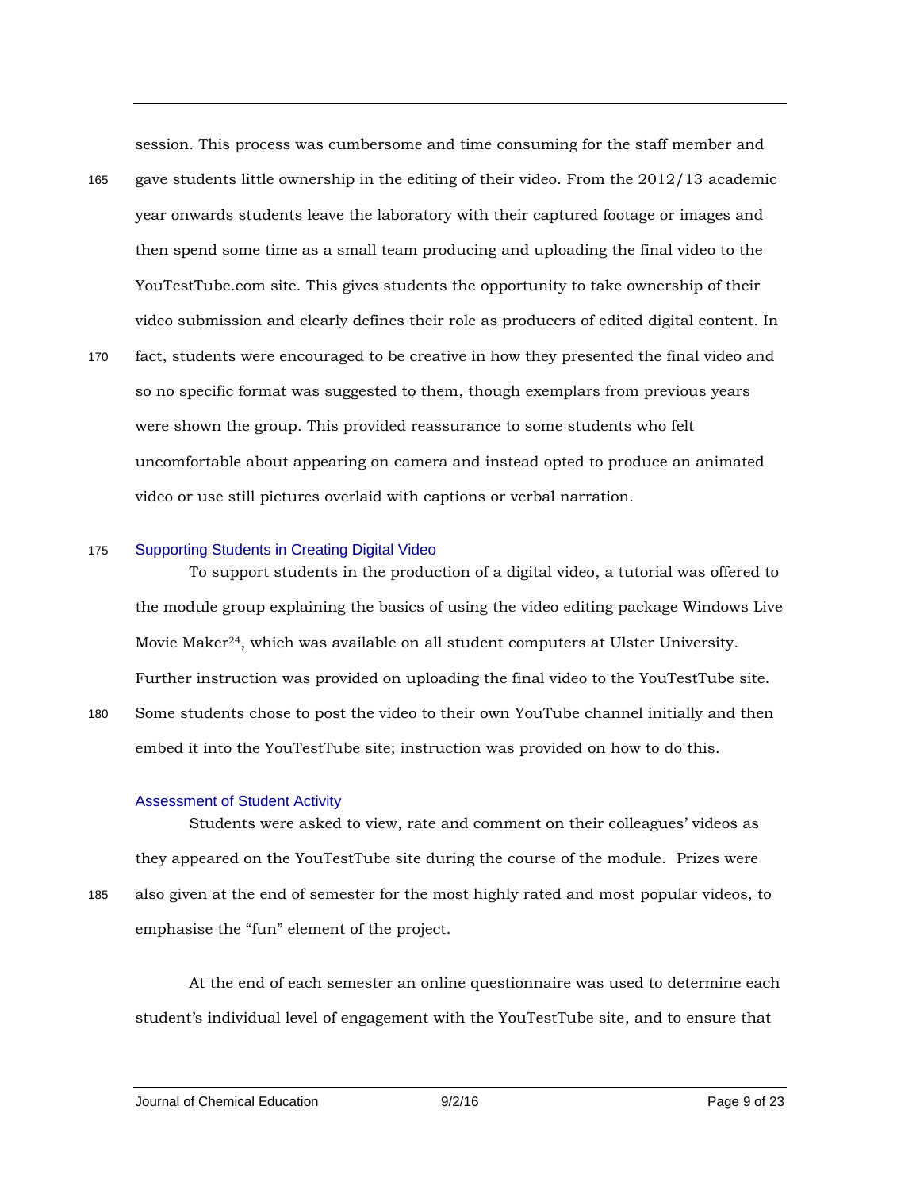session. This process was cumbersome and time consuming for the staff member and gave students little ownership in the editing of their video. From the 2012/13 academic year onwards students leave the laboratory with their captured footage or images and then spend some time as a small team producing and uploading the final video to the YouTestTube.com site. This gives students the opportunity to take ownership of their video submission and clearly defines their role as producers of edited digital content. In fact, students were encouraged to be creative in how they presented the final video and so no specific format was suggested to them, though exemplars from previous years were shown the group. This provided reassurance to some students who felt uncomfortable about appearing on camera and instead opted to produce an animated video or use still pictures overlaid with captions or verbal narration.

### Supporting Students in Creating Digital Video

To support students in the production of a digital video, a tutorial was offered to the module group explaining the basics of using the video editing package Windows Live Movie Maker[24], which was available on all student computers at Ulster University. Further instruction was provided on uploading the final video to the YouTestTube site. Some students chose to post the video to their own YouTube channel initially and then embed it into the YouTestTube site; instruction was provided on how to do this.

### Assessment of Student Activity

Students were asked to view, rate and comment on their colleagues' videos as they appeared on the YouTestTube site during the course of the module. Prizes were also given at the end of semester for the most highly rated and most popular videos, to emphasise the "fun" element of the project.

At the end of each semester an online questionnaire was used to determine each student's individual level of engagement with the YouTestTube site, and to ensure that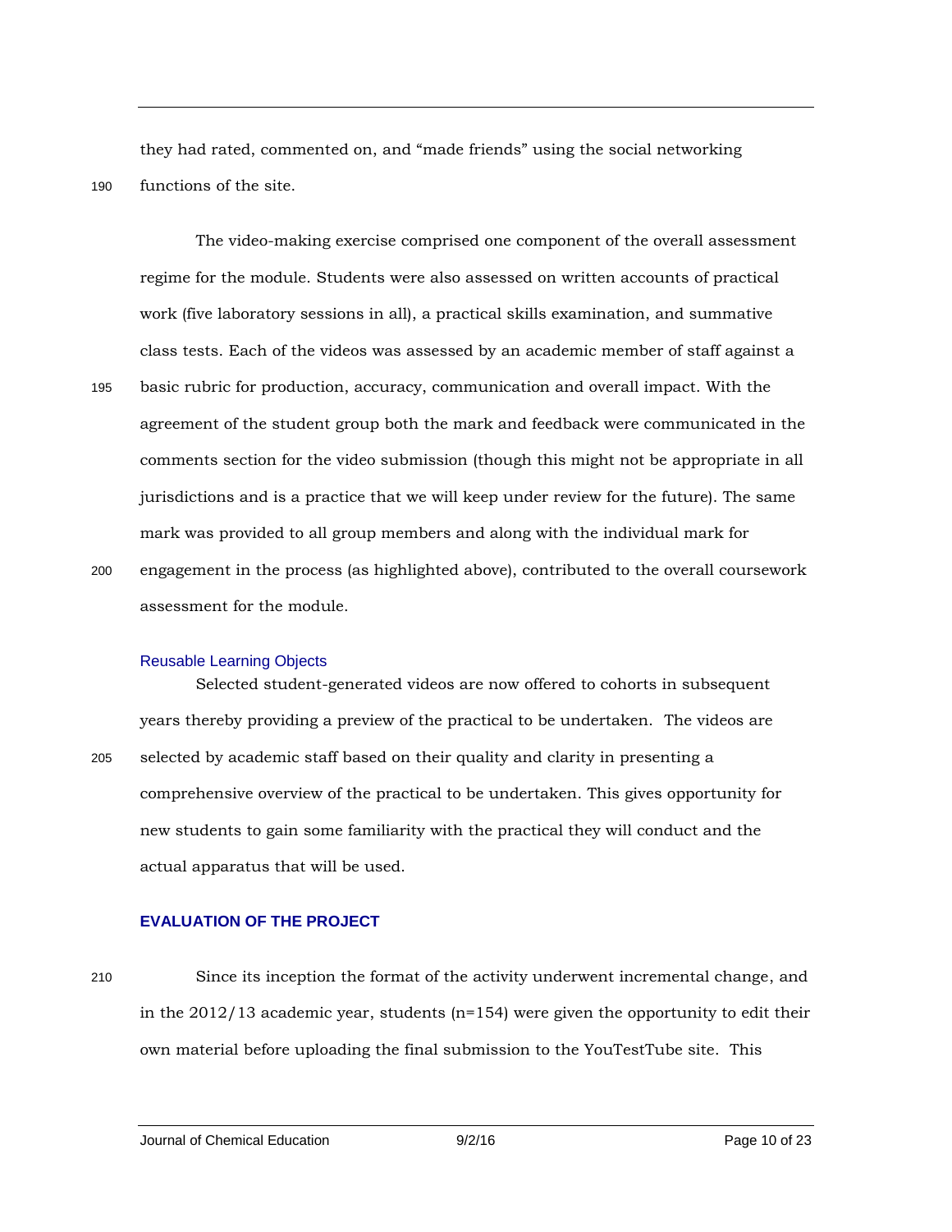they had rated, commented on, and "made friends" using the social networking functions of the site.

The video-making exercise comprised one component of the overall assessment regime for the module. Students were also assessed on written accounts of practical work (five laboratory sessions in all), a practical skills examination, and summative class tests. Each of the videos was assessed by an academic member of staff against a basic rubric for production, accuracy, communication and overall impact. With the agreement of the student group both the mark and feedback were communicated in the comments section for the video submission (though this might not be appropriate in all jurisdictions and is a practice that we will keep under review for the future). The same mark was provided to all group members and along with the individual mark for engagement in the process (as highlighted above), contributed to the overall coursework assessment for the module.

### Reusable Learning Objects

Selected student-generated videos are now offered to cohorts in subsequent years thereby providing a preview of the practical to be undertaken. The videos are selected by academic staff based on their quality and clarity in presenting a comprehensive overview of the practical to be undertaken. This gives opportunity for new students to gain some familiarity with the practical they will conduct and the actual apparatus that will be used.

## EVALUATION OF THE PROJECT

Since its inception the format of the activity underwent incremental change, and in the 2012/13 academic year, students (n=154) were given the opportunity to edit their own material before uploading the final submission to the YouTestTube site. This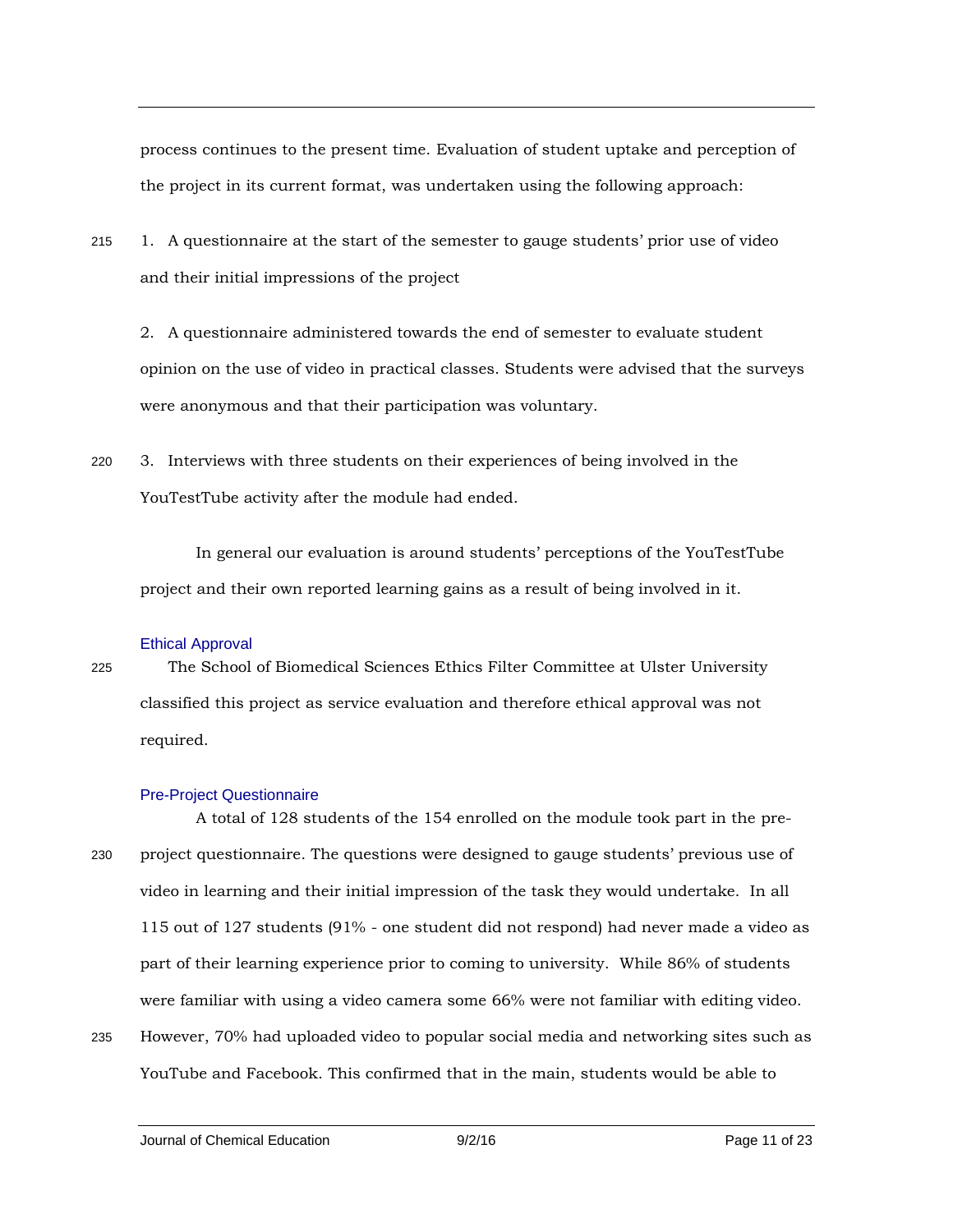process continues to the present time. Evaluation of student uptake and perception of the project in its current format, was undertaken using the following approach:

1. A questionnaire at the start of the semester to gauge students' prior use of video and their initial impressions of the project

2. A questionnaire administered towards the end of semester to evaluate student opinion on the use of video in practical classes. Students were advised that the surveys were anonymous and that their participation was voluntary.

3. Interviews with three students on their experiences of being involved in the YouTestTube activity after the module had ended.

In general our evaluation is around students' perceptions of the YouTestTube project and their own reported learning gains as a result of being involved in it.

### Ethical Approval

The School of Biomedical Sciences Ethics Filter Committee at Ulster University classified this project as service evaluation and therefore ethical approval was not required.

### Pre-Project Questionnaire

A total of 128 students of the 154 enrolled on the module took part in the pre-project questionnaire. The questions were designed to gauge students' previous use of video in learning and their initial impression of the task they would undertake. In all 115 out of 127 students (91% - one student did not respond) had never made a video as part of their learning experience prior to coming to university. While 86% of students were familiar with using a video camera some 66% were not familiar with editing video. However, 70% had uploaded video to popular social media and networking sites such as YouTube and Facebook. This confirmed that in the main, students would be able to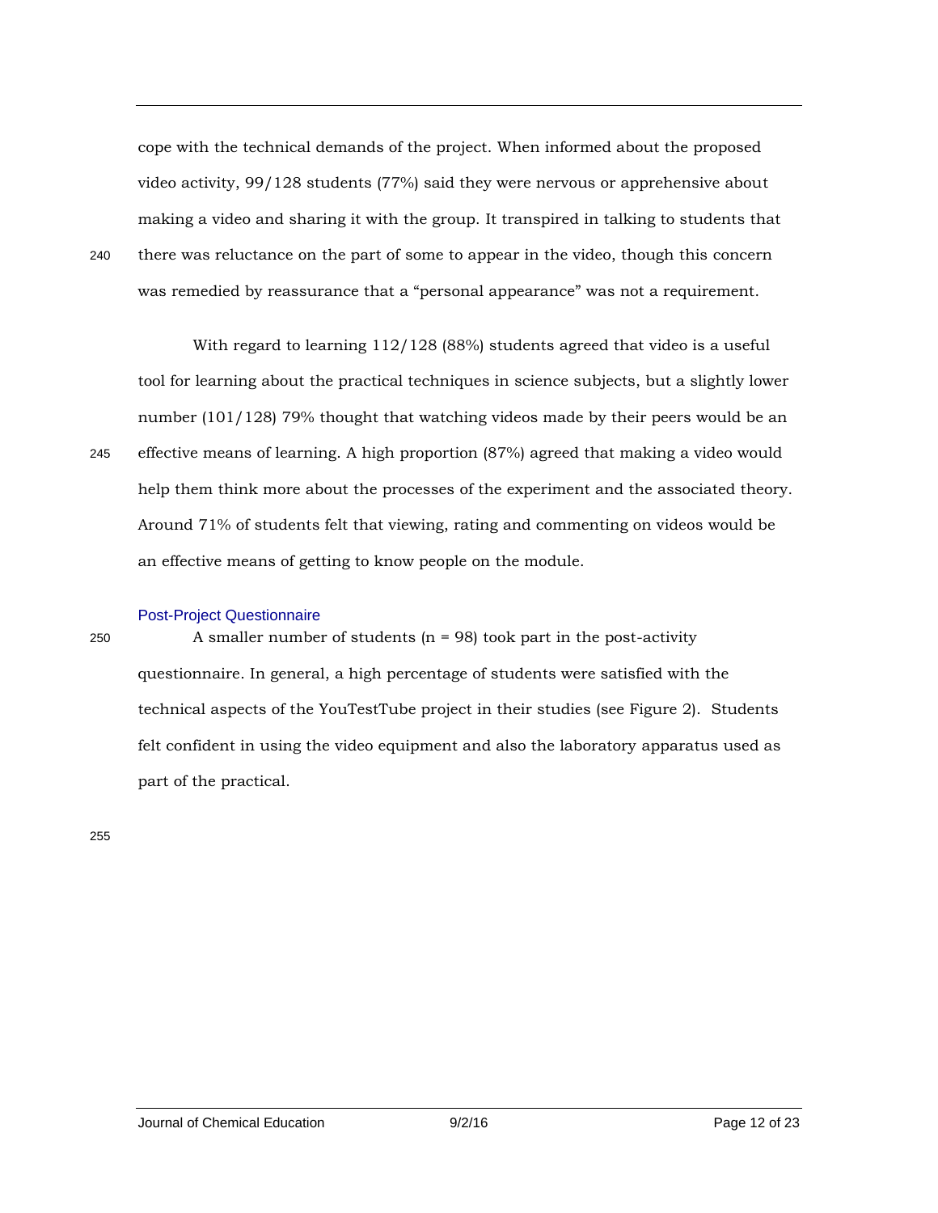cope with the technical demands of the project. When informed about the proposed video activity, 99/128 students (77%) said they were nervous or apprehensive about making a video and sharing it with the group. It transpired in talking to students that there was reluctance on the part of some to appear in the video, though this concern was remedied by reassurance that a "personal appearance" was not a requirement.

With regard to learning 112/128 (88%) students agreed that video is a useful tool for learning about the practical techniques in science subjects, but a slightly lower number (101/128) 79% thought that watching videos made by their peers would be an effective means of learning. A high proportion (87%) agreed that making a video would help them think more about the processes of the experiment and the associated theory. Around 71% of students felt that viewing, rating and commenting on videos would be an effective means of getting to know people on the module.

### Post-Project Questionnaire

A smaller number of students (n = 98) took part in the post-activity questionnaire. In general, a high percentage of students were satisfied with the technical aspects of the YouTestTube project in their studies (see Figure 2). Students felt confident in using the video equipment and also the laboratory apparatus used as part of the practical.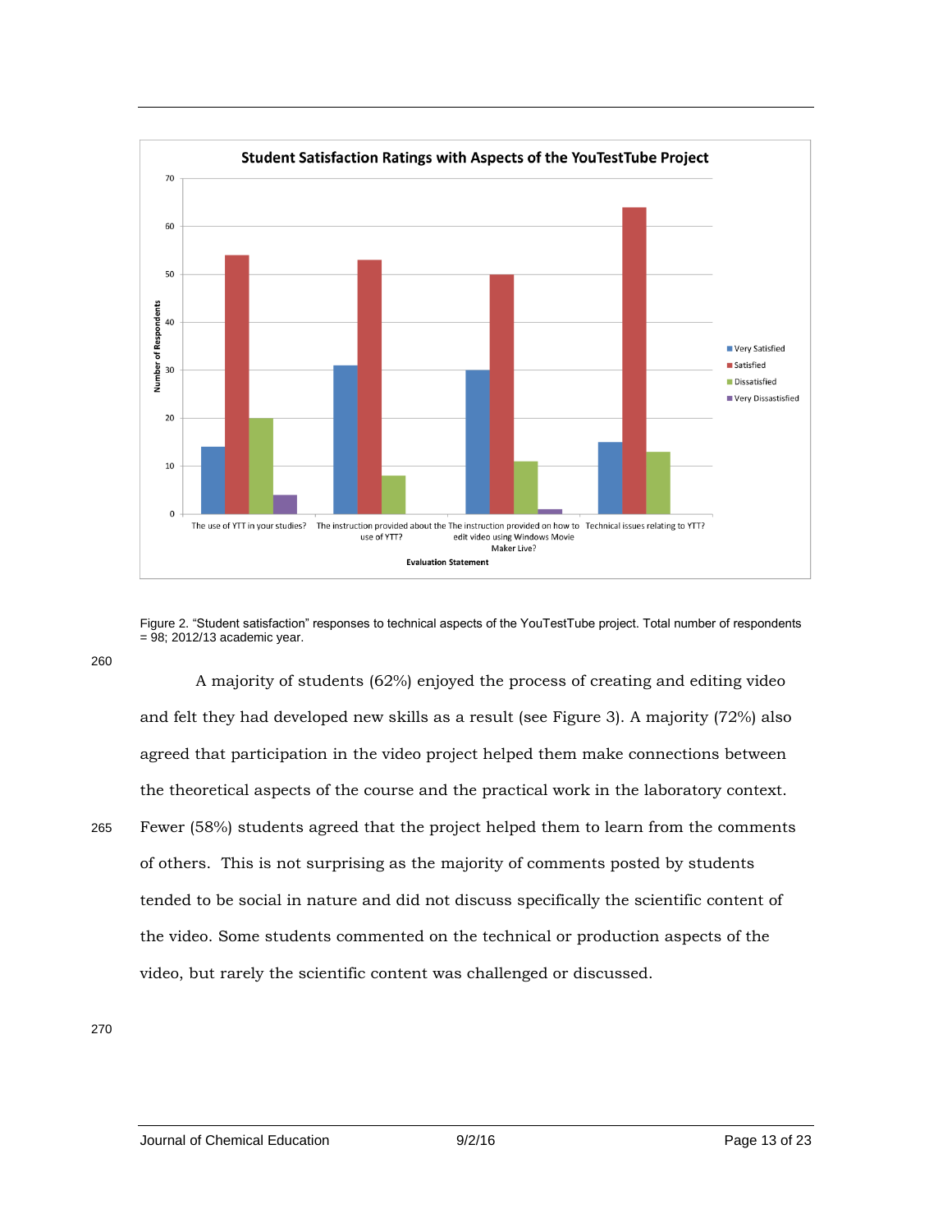Figure 2. "Student satisfaction" responses to technical aspects of the YouTestTube project. Total number of respondents = 98; 2012/13 academic year.

A majority of students (62%) enjoyed the process of creating and editing video and felt they had developed new skills as a result (see Figure 3). A majority (72%) also agreed that participation in the video project helped them make connections between the theoretical aspects of the course and the practical work in the laboratory context. Fewer (58%) students agreed that the project helped them to learn from the comments of others. This is not surprising as the majority of comments posted by students tended to be social in nature and did not discuss specifically the scientific content of the video. Some students commented on the technical or production aspects of the video, but rarely the scientific content was challenged or discussed.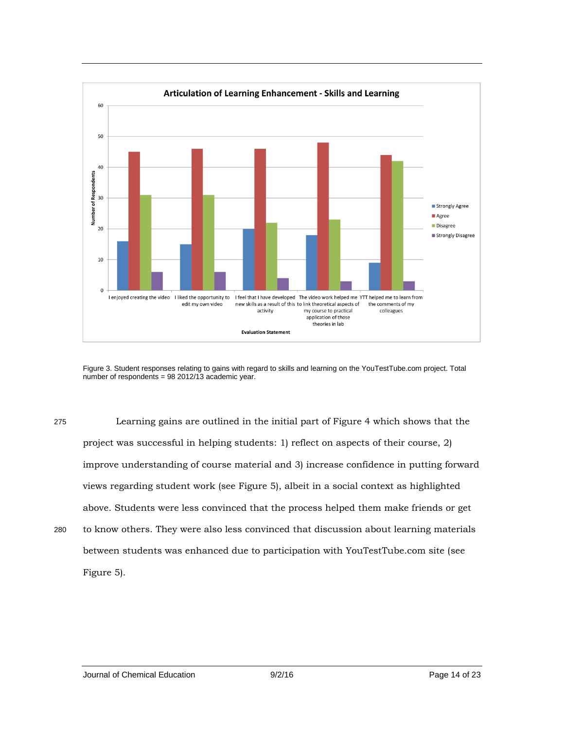Figure 3. Student responses relating to gains with regard to skills and learning on the YouTestTube.com project. Total number of respondents = 98 2012/13 academic year.

Learning gains are outlined in the initial part of Figure 4 which shows that the project was successful in helping students: 1) reflect on aspects of their course, 2) improve understanding of course material and 3) increase confidence in putting forward views regarding student work (see Figure 5), albeit in a social context as highlighted above. Students were less convinced that the process helped them make friends or get to know others. They were also less convinced that discussion about learning materials between students was enhanced due to participation with YouTestTube.com site (see Figure 5).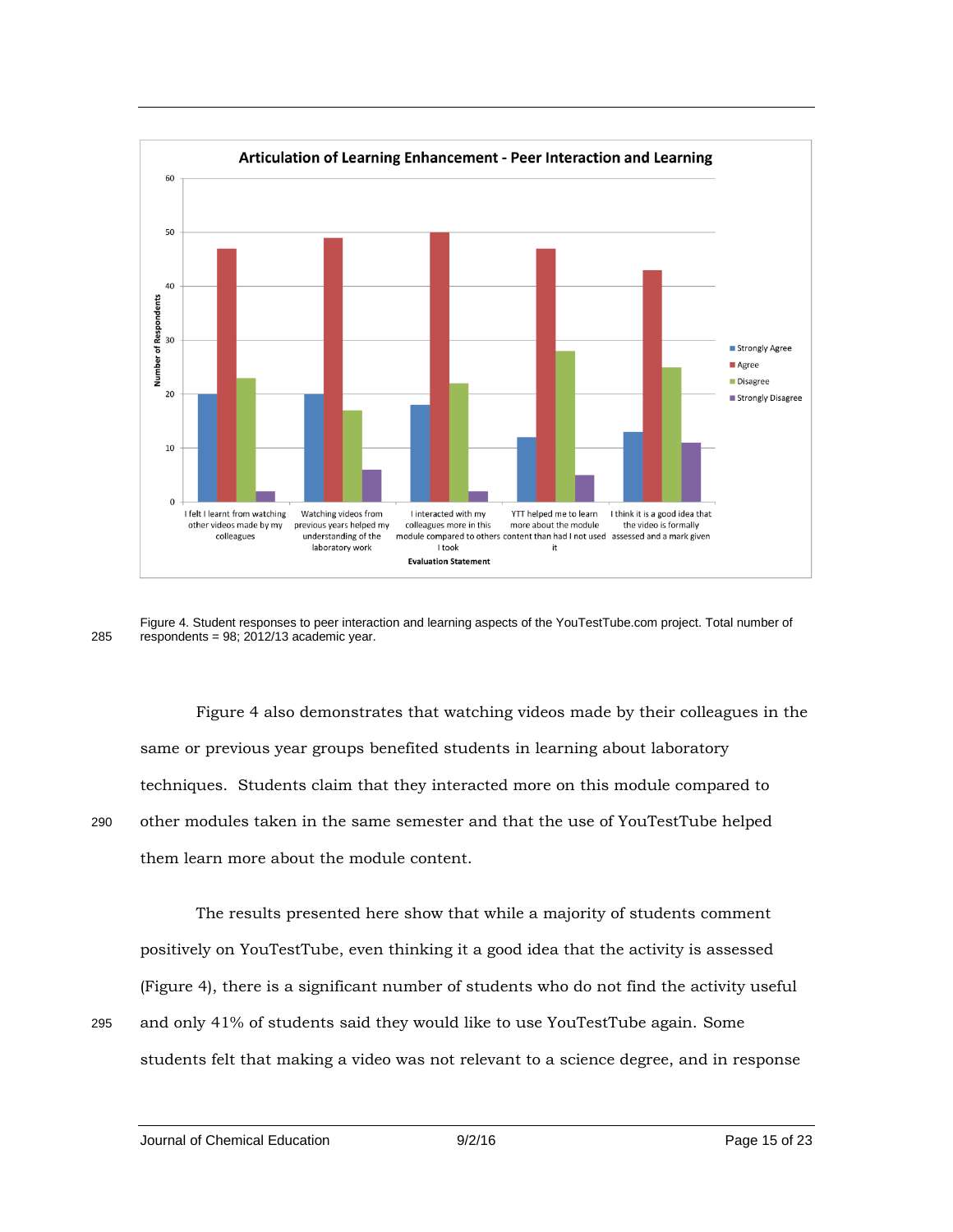Figure 4. Student responses to peer interaction and learning aspects of the YouTestTube.com project. Total number of respondents = 98; 2012/13 academic year.

Figure 4 also demonstrates that watching videos made by their colleagues in the same or previous year groups benefited students in learning about laboratory techniques. Students claim that they interacted more on this module compared to other modules taken in the same semester and that the use of YouTestTube helped them learn more about the module content.

The results presented here show that while a majority of students comment positively on YouTestTube, even thinking it a good idea that the activity is assessed (Figure 4), there is a significant number of students who do not find the activity useful and only 41% of students said they would like to use YouTestTube again. Some students felt that making a video was not relevant to a science degree, and in response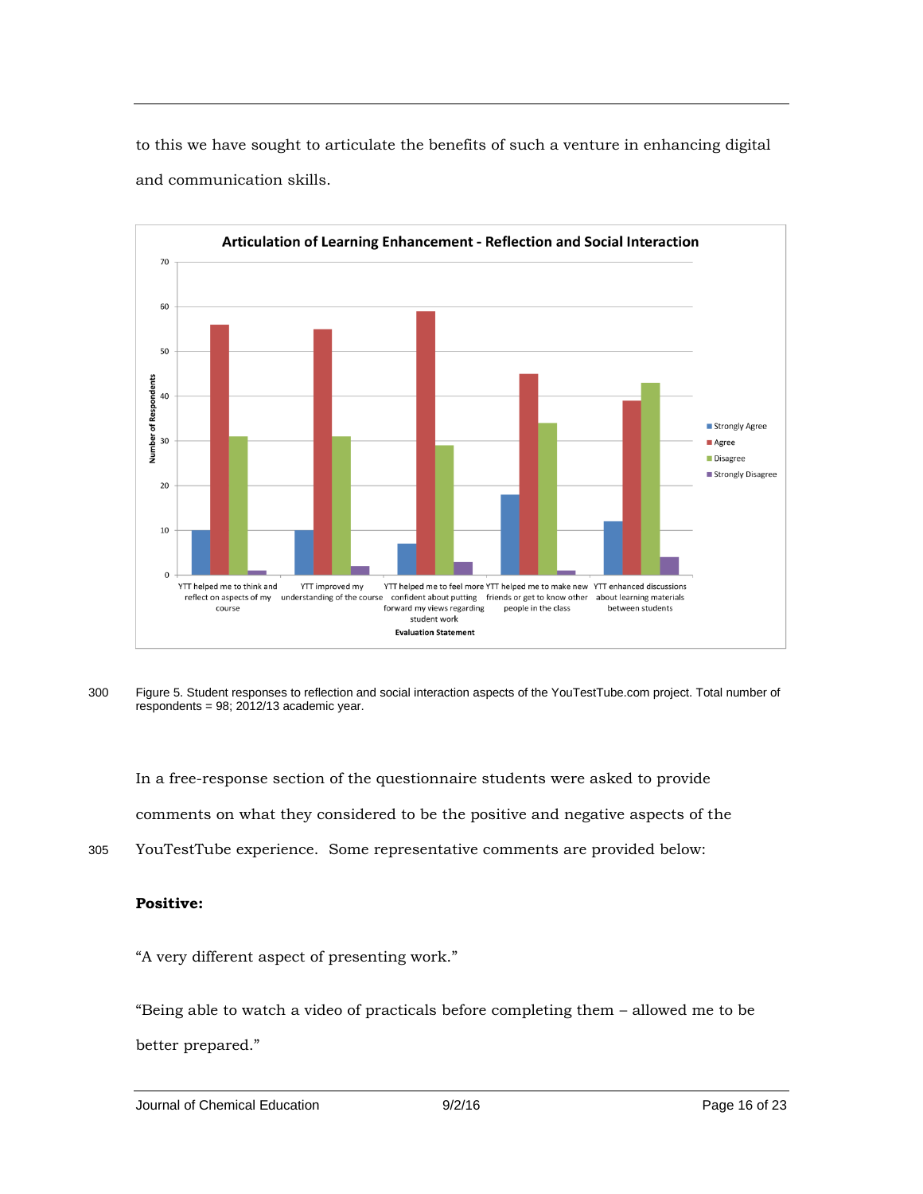to this we have sought to articulate the benefits of such a venture in enhancing digital and communication skills.

Figure 5. Student responses to reflection and social interaction aspects of the YouTestTube.com project. Total number of respondents = 98; 2012/13 academic year.

In a free-response section of the questionnaire students were asked to provide comments on what they considered to be the positive and negative aspects of the YouTestTube experience. Some representative comments are provided below:

**Positive:**

"A very different aspect of presenting work."

"Being able to watch a video of practicals before completing them – allowed me to be better prepared."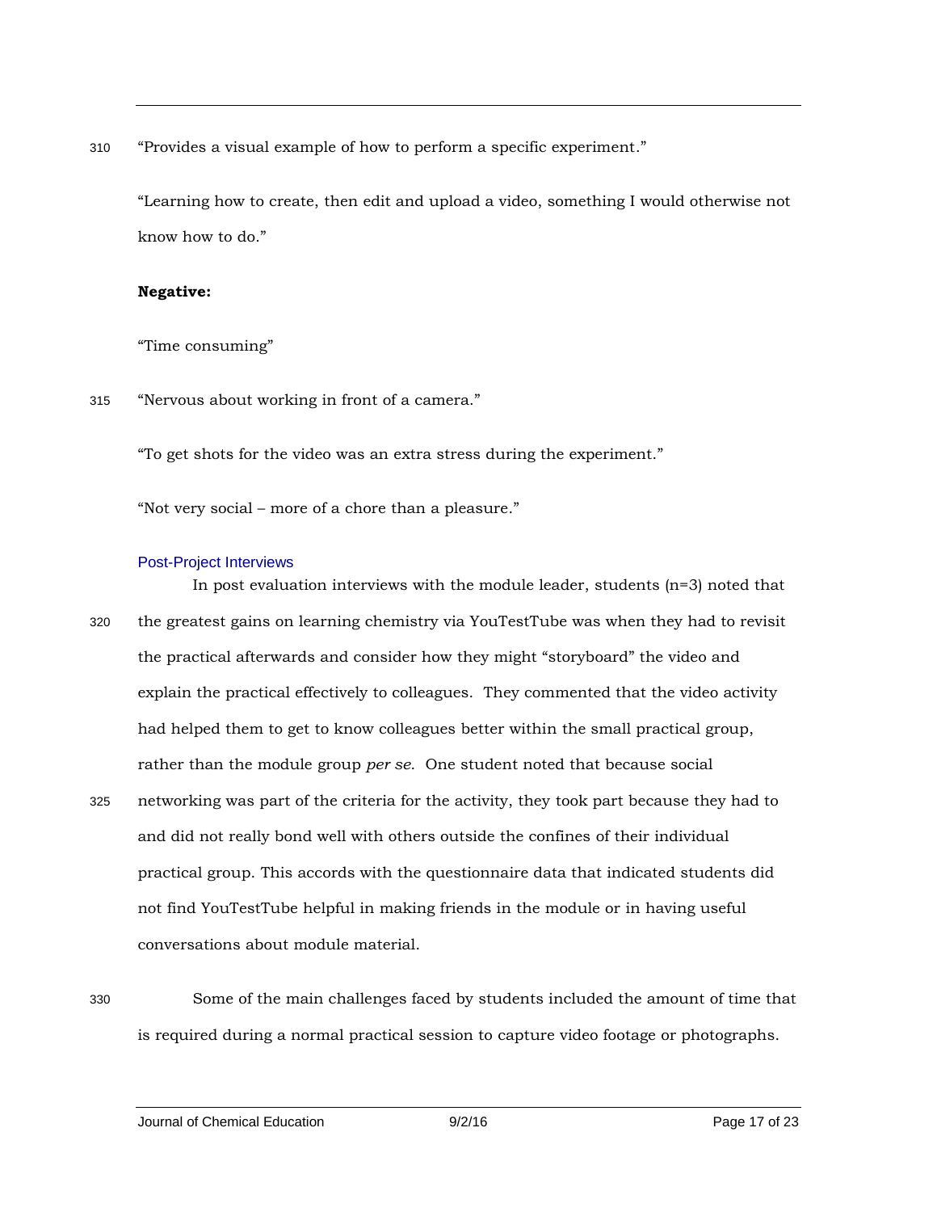"Provides a visual example of how to perform a specific experiment."

"Learning how to create, then edit and upload a video, something I would otherwise not know how to do."

**Negative:**

"Time consuming"

"Nervous about working in front of a camera."

"To get shots for the video was an extra stress during the experiment."

"Not very social – more of a chore than a pleasure."

### Post-Project Interviews

In post evaluation interviews with the module leader, students (n=3) noted that the greatest gains on learning chemistry via YouTestTube was when they had to revisit the practical afterwards and consider how they might "storyboard" the video and explain the practical effectively to colleagues. They commented that the video activity had helped them to get to know colleagues better within the small practical group, rather than the module group *per se*. One student noted that because social networking was part of the criteria for the activity, they took part because they had to and did not really bond well with others outside the confines of their individual practical group. This accords with the questionnaire data that indicated students did not find YouTestTube helpful in making friends in the module or in having useful conversations about module material.

Some of the main challenges faced by students included the amount of time that is required during a normal practical session to capture video footage or photographs.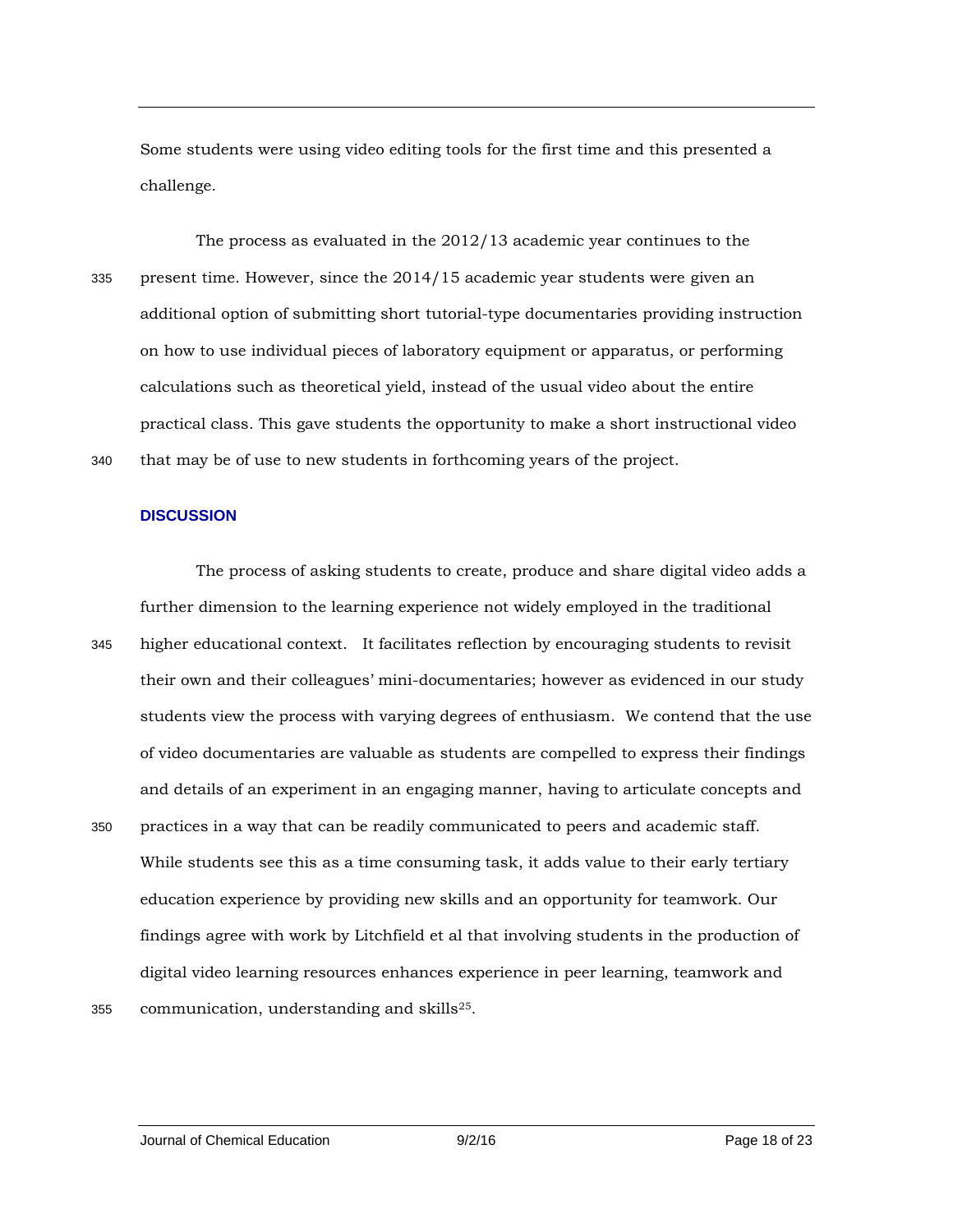Some students were using video editing tools for the first time and this presented a challenge.

The process as evaluated in the 2012/13 academic year continues to the present time. However, since the 2014/15 academic year students were given an additional option of submitting short tutorial-type documentaries providing instruction on how to use individual pieces of laboratory equipment or apparatus, or performing calculations such as theoretical yield, instead of the usual video about the entire practical class. This gave students the opportunity to make a short instructional video that may be of use to new students in forthcoming years of the project.

## DISCUSSION

The process of asking students to create, produce and share digital video adds a further dimension to the learning experience not widely employed in the traditional higher educational context. It facilitates reflection by encouraging students to revisit their own and their colleagues' mini-documentaries; however as evidenced in our study students view the process with varying degrees of enthusiasm. We contend that the use of video documentaries are valuable as students are compelled to express their findings and details of an experiment in an engaging manner, having to articulate concepts and practices in a way that can be readily communicated to peers and academic staff. While students see this as a time consuming task, it adds value to their early tertiary education experience by providing new skills and an opportunity for teamwork. Our findings agree with work by Litchfield et al that involving students in the production of digital video learning resources enhances experience in peer learning, teamwork and communication, understanding and skills[25].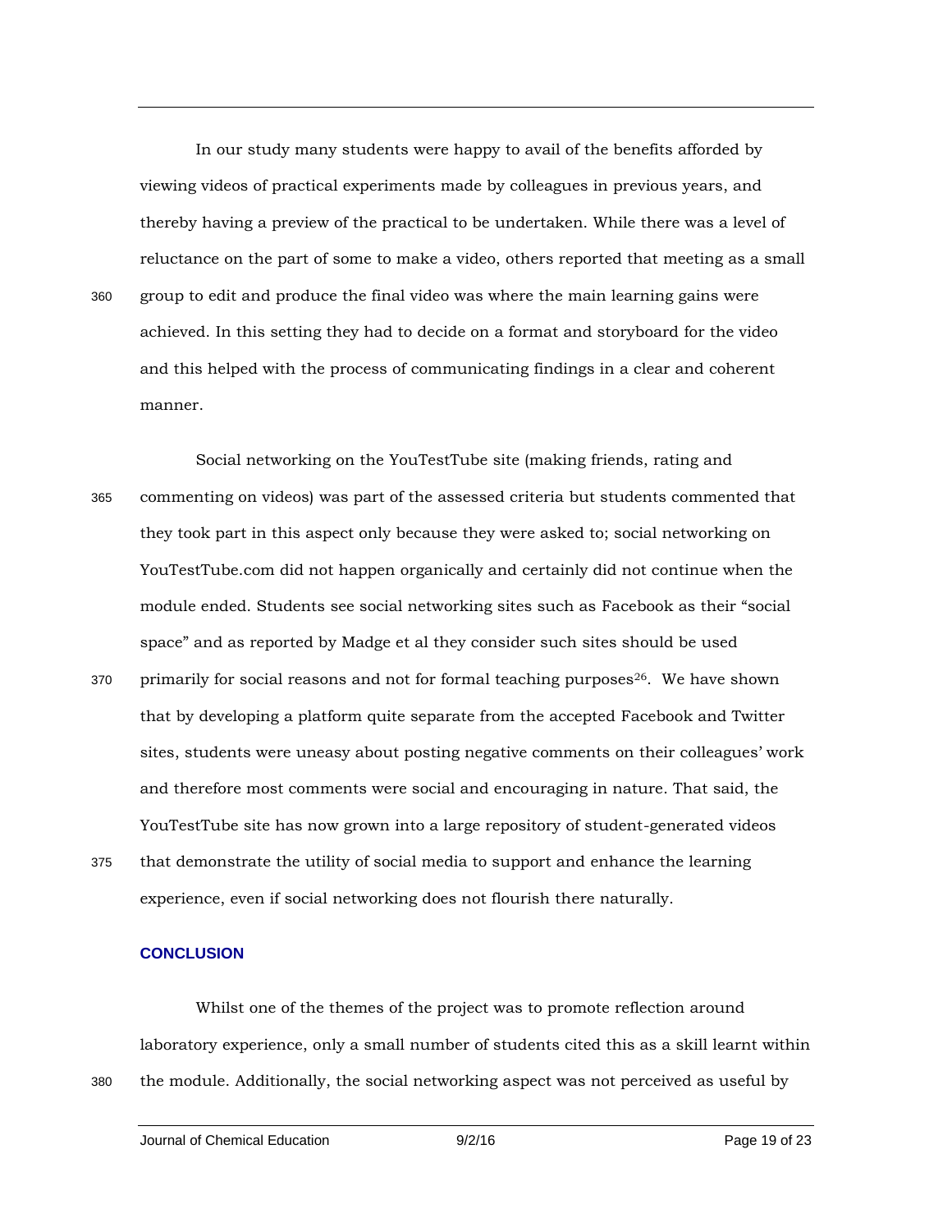In our study many students were happy to avail of the benefits afforded by viewing videos of practical experiments made by colleagues in previous years, and thereby having a preview of the practical to be undertaken. While there was a level of reluctance on the part of some to make a video, others reported that meeting as a small group to edit and produce the final video was where the main learning gains were achieved. In this setting they had to decide on a format and storyboard for the video and this helped with the process of communicating findings in a clear and coherent manner.

Social networking on the YouTestTube site (making friends, rating and commenting on videos) was part of the assessed criteria but students commented that they took part in this aspect only because they were asked to; social networking on YouTestTube.com did not happen organically and certainly did not continue when the module ended. Students see social networking sites such as Facebook as their "social space" and as reported by Madge et al they consider such sites should be used primarily for social reasons and not for formal teaching purposes[26]. We have shown that by developing a platform quite separate from the accepted Facebook and Twitter sites, students were uneasy about posting negative comments on their colleagues' work and therefore most comments were social and encouraging in nature. That said, the YouTestTube site has now grown into a large repository of student-generated videos that demonstrate the utility of social media to support and enhance the learning experience, even if social networking does not flourish there naturally.

## CONCLUSION

Whilst one of the themes of the project was to promote reflection around laboratory experience, only a small number of students cited this as a skill learnt within the module. Additionally, the social networking aspect was not perceived as useful by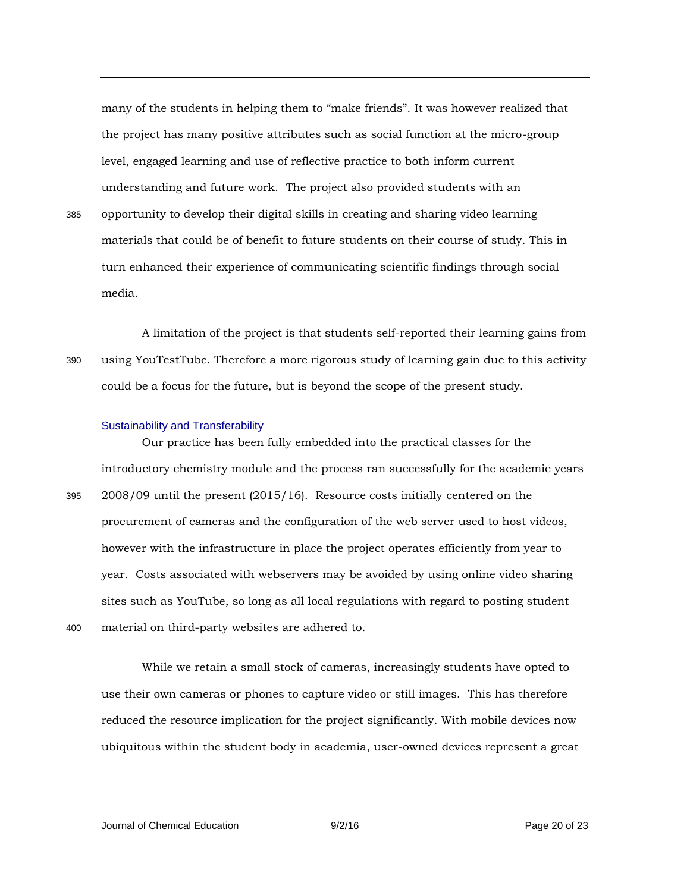many of the students in helping them to "make friends". It was however realized that the project has many positive attributes such as social function at the micro-group level, engaged learning and use of reflective practice to both inform current understanding and future work. The project also provided students with an opportunity to develop their digital skills in creating and sharing video learning materials that could be of benefit to future students on their course of study. This in turn enhanced their experience of communicating scientific findings through social media.

A limitation of the project is that students self-reported their learning gains from using YouTestTube. Therefore a more rigorous study of learning gain due to this activity could be a focus for the future, but is beyond the scope of the present study.

### Sustainability and Transferability

Our practice has been fully embedded into the practical classes for the introductory chemistry module and the process ran successfully for the academic years 2008/09 until the present (2015/16). Resource costs initially centered on the procurement of cameras and the configuration of the web server used to host videos, however with the infrastructure in place the project operates efficiently from year to year. Costs associated with webservers may be avoided by using online video sharing sites such as YouTube, so long as all local regulations with regard to posting student material on third-party websites are adhered to.

While we retain a small stock of cameras, increasingly students have opted to use their own cameras or phones to capture video or still images. This has therefore reduced the resource implication for the project significantly. With mobile devices now ubiquitous within the student body in academia, user-owned devices represent a great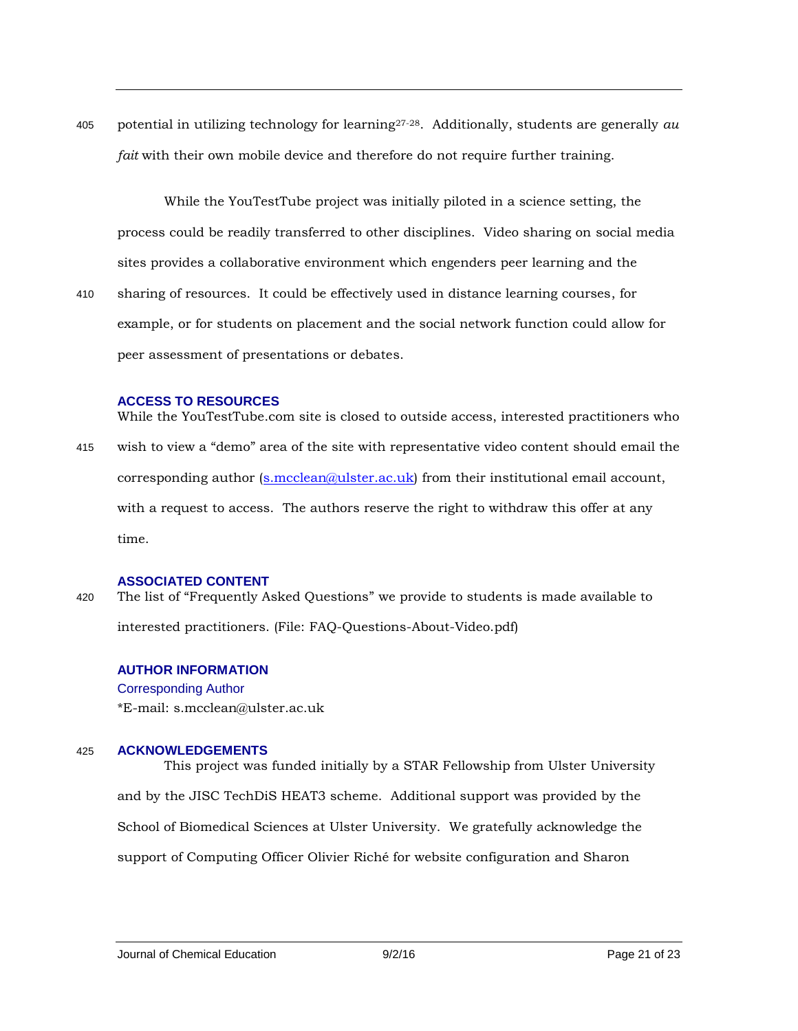potential in utilizing technology for learning[27-28]. Additionally, students are generally *au fait* with their own mobile device and therefore do not require further training.

While the YouTestTube project was initially piloted in a science setting, the process could be readily transferred to other disciplines. Video sharing on social media sites provides a collaborative environment which engenders peer learning and the sharing of resources. It could be effectively used in distance learning courses, for example, or for students on placement and the social network function could allow for peer assessment of presentations or debates.

## ACCESS TO RESOURCES

While the YouTestTube.com site is closed to outside access, interested practitioners who wish to view a “demo” area of the site with representative video content should email the corresponding author (s.mcclean@ulster.ac.uk) from their institutional email account, with a request to access. The authors reserve the right to withdraw this offer at any time.

## ASSOCIATED CONTENT

The list of “Frequently Asked Questions” we provide to students is made available to interested practitioners. (File: FAQ-Questions-About-Video.pdf)

## AUTHOR INFORMATION

### Corresponding Author

*E-mail: s.mcclean@ulster.ac.uk

## ACKNOWLEDGEMENTS

This project was funded initially by a STAR Fellowship from Ulster University and by the JISC TechDiS HEAT3 scheme. Additional support was provided by the School of Biomedical Sciences at Ulster University. We gratefully acknowledge the support of Computing Officer Olivier Riché for website configuration and Sharon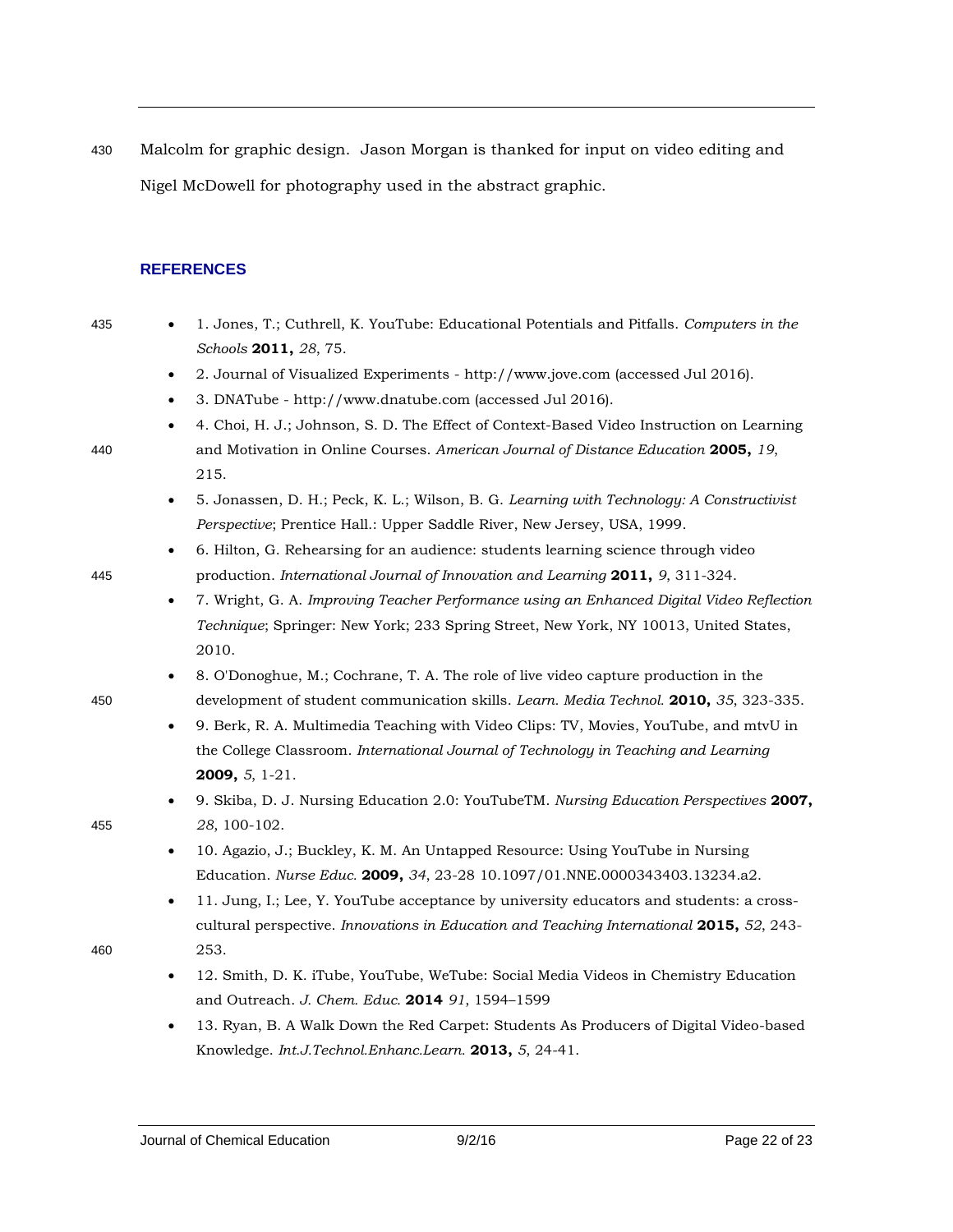Malcolm for graphic design. Jason Morgan is thanked for input on video editing and Nigel McDowell for photography used in the abstract graphic.

## REFERENCES

- 1. Jones, T.; Cuthrell, K. YouTube: Educational Potentials and Pitfalls. *Computers in the Schools* **2011,** *28*, 75.
- 2. Journal of Visualized Experiments - http://www.jove.com (accessed Jul 2016).
- 3. DNATube - http://www.dnatube.com (accessed Jul 2016).
- 4. Choi, H. J.; Johnson, S. D. The Effect of Context-Based Video Instruction on Learning and Motivation in Online Courses. *American Journal of Distance Education* **2005,** *19*, 215.
- 5. Jonassen, D. H.; Peck, K. L.; Wilson, B. G. *Learning with Technology: A Constructivist Perspective*; Prentice Hall.: Upper Saddle River, New Jersey, USA, 1999.
- 6. Hilton, G. Rehearsing for an audience: students learning science through video production. *International Journal of Innovation and Learning* **2011,** *9*, 311-324.
- 7. Wright, G. A. *Improving Teacher Performance using an Enhanced Digital Video Reflection Technique*; Springer: New York; 233 Spring Street, New York, NY 10013, United States, 2010.
- 8. O'Donoghue, M.; Cochrane, T. A. The role of live video capture production in the development of student communication skills. *Learn. Media Technol.* **2010,** *35*, 323-335.
- 9. Berk, R. A. Multimedia Teaching with Video Clips: TV, Movies, YouTube, and mtvU in the College Classroom. *International Journal of Technology in Teaching and Learning* **2009,** *5*, 1-21.
- 9. Skiba, D. J. Nursing Education 2.0: YouTubeTM. *Nursing Education Perspectives* **2007,** *28*, 100-102.
- 10. Agazio, J.; Buckley, K. M. An Untapped Resource: Using YouTube in Nursing Education. *Nurse Educ.* **2009,** *34*, 23-28 10.1097/01.NNE.0000343403.13234.a2.
- 11. Jung, I.; Lee, Y. YouTube acceptance by university educators and students: a cross-cultural perspective. *Innovations in Education and Teaching International* **2015,** *52*, 243-253.
- 12. Smith, D. K. iTube, YouTube, WeTube: Social Media Videos in Chemistry Education and Outreach. *J. Chem. Educ.* **2014** *91*, 1594–1599
- 13. Ryan, B. A Walk Down the Red Carpet: Students As Producers of Digital Video-based Knowledge. *Int.J.Technol.Enhanc.Learn.* **2013,** *5*, 24-41.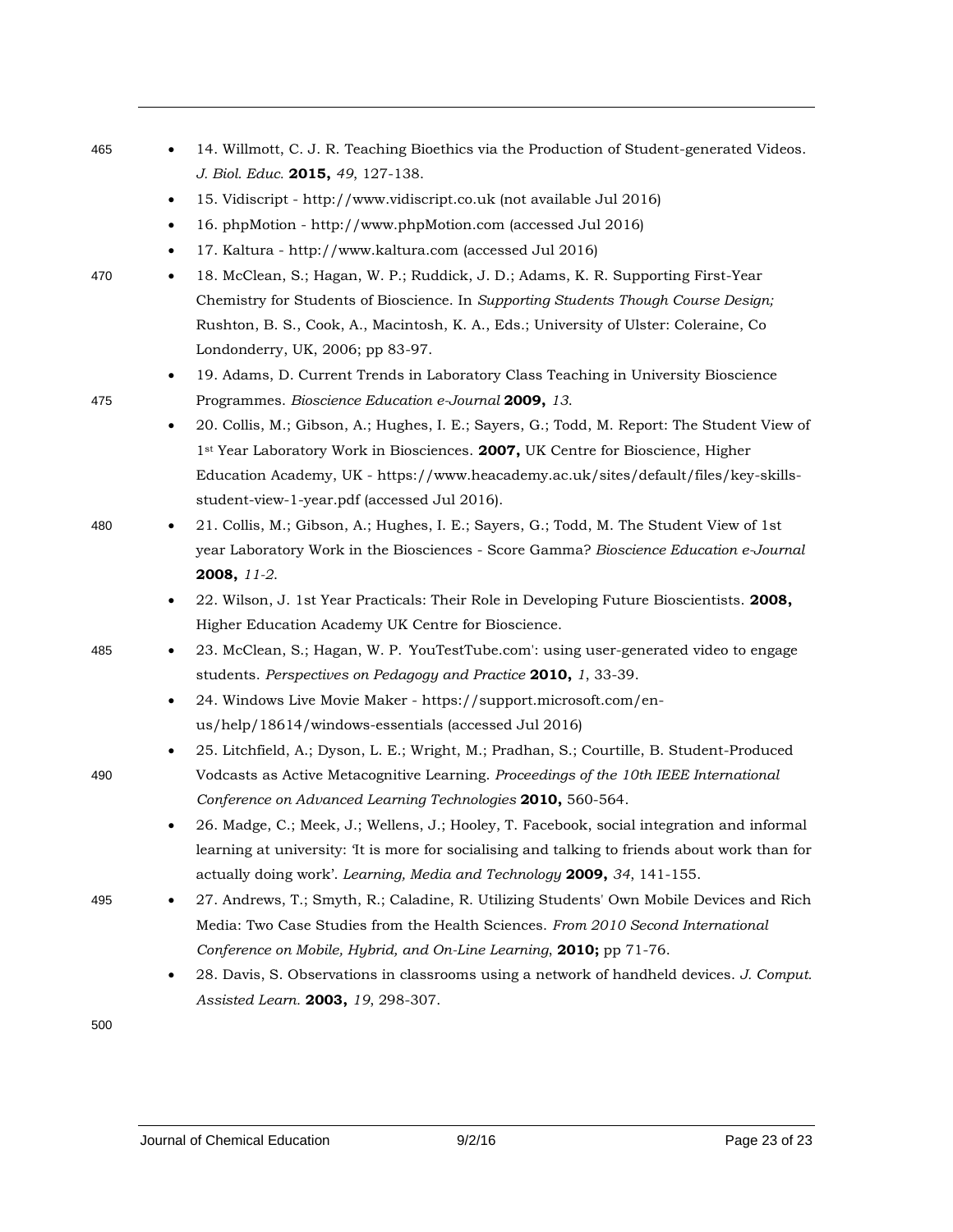- 14. Willmott, C. J. R. Teaching Bioethics via the Production of Student-generated Videos. *J. Biol. Educ.* **2015,** *49*, 127-138.
- 15. Vidiscript - http://www.vidiscript.co.uk (not available Jul 2016)
- 16. phpMotion - http://www.phpMotion.com (accessed Jul 2016)
- 17. Kaltura - http://www.kaltura.com (accessed Jul 2016)
- 18. McClean, S.; Hagan, W. P.; Ruddick, J. D.; Adams, K. R. Supporting First-Year Chemistry for Students of Bioscience. In *Supporting Students Though Course Design;* Rushton, B. S., Cook, A., Macintosh, K. A., Eds.; University of Ulster: Coleraine, Co Londonderry, UK, 2006; pp 83-97.
- 19. Adams, D. Current Trends in Laboratory Class Teaching in University Bioscience Programmes. *Bioscience Education e-Journal* **2009,** *13*.
- 20. Collis, M.; Gibson, A.; Hughes, I. E.; Sayers, G.; Todd, M. Report: The Student View of 1st Year Laboratory Work in Biosciences. **2007,** UK Centre for Bioscience, Higher Education Academy, UK - https://www.heacademy.ac.uk/sites/default/files/key-skills-student-view-1-year.pdf (accessed Jul 2016).
- 21. Collis, M.; Gibson, A.; Hughes, I. E.; Sayers, G.; Todd, M. The Student View of 1st year Laboratory Work in the Biosciences - Score Gamma? *Bioscience Education e-Journal* **2008,** *11-2*.
- 22. Wilson, J. 1st Year Practicals: Their Role in Developing Future Bioscientists. **2008,** Higher Education Academy UK Centre for Bioscience.
- 23. McClean, S.; Hagan, W. P. 'YouTestTube.com': using user-generated video to engage students. *Perspectives on Pedagogy and Practice* **2010,** *1*, 33-39.
- 24. Windows Live Movie Maker - https://support.microsoft.com/en-us/help/18614/windows-essentials (accessed Jul 2016)
- 25. Litchfield, A.; Dyson, L. E.; Wright, M.; Pradhan, S.; Courtille, B. Student-Produced Vodcasts as Active Metacognitive Learning. *Proceedings of the 10th IEEE International Conference on Advanced Learning Technologies* **2010,** 560-564.
- 26. Madge, C.; Meek, J.; Wellens, J.; Hooley, T. Facebook, social integration and informal learning at university: 'It is more for socialising and talking to friends about work than for actually doing work'. *Learning, Media and Technology* **2009,** *34*, 141-155.
- 27. Andrews, T.; Smyth, R.; Caladine, R. Utilizing Students' Own Mobile Devices and Rich Media: Two Case Studies from the Health Sciences. *From 2010 Second International Conference on Mobile, Hybrid, and On-Line Learning*, **2010;** pp 71-76.
- 28. Davis, S. Observations in classrooms using a network of handheld devices. *J. Comput. Assisted Learn.* **2003,** *19*, 298-307.